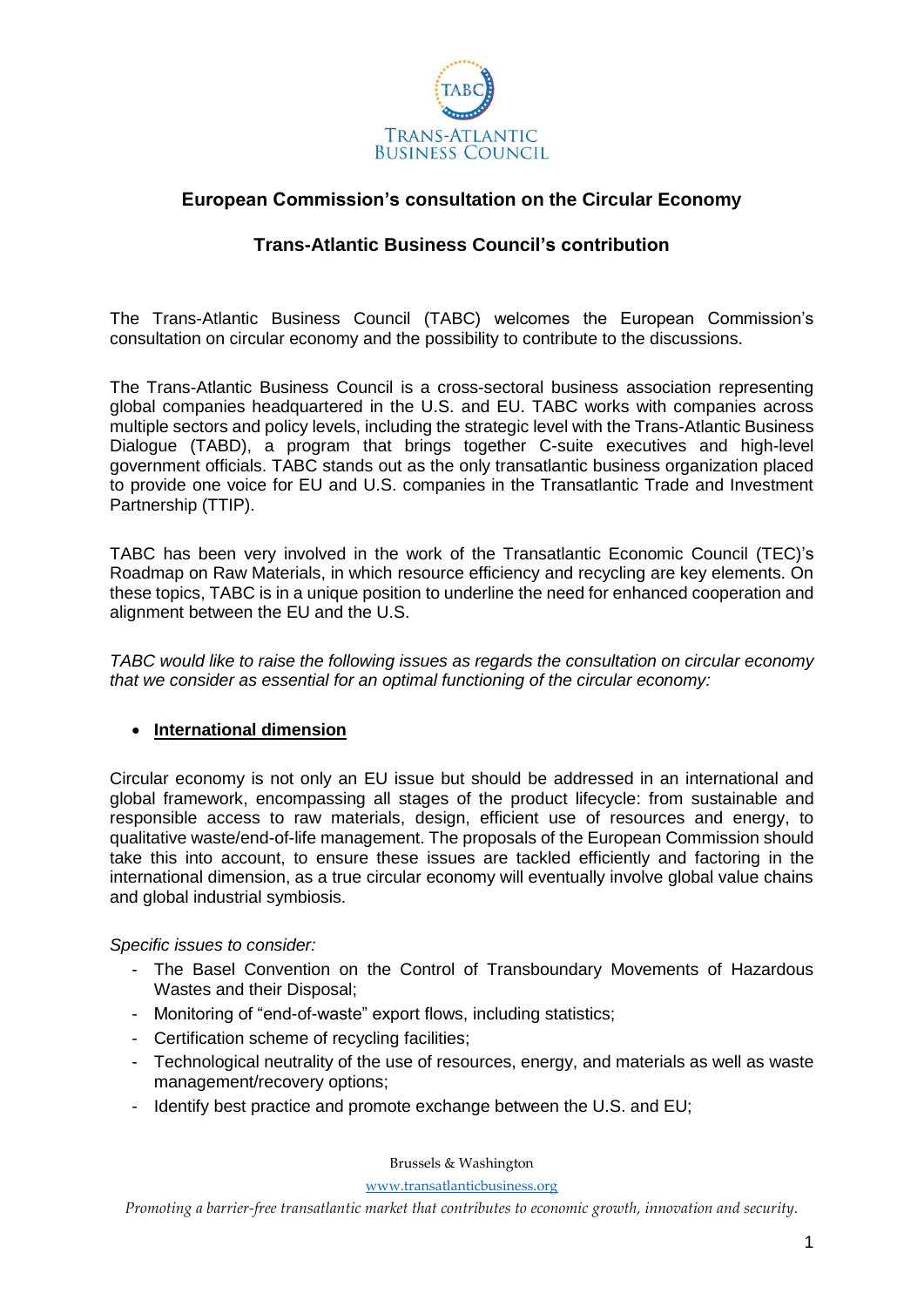TABC

TRANS-ATLANTIC BUSINESS COUNCIL

## European Commission's consultation on the Circular Economy

## Trans-Atlantic Business Council's contribution

The Trans-Atlantic Business Council (TABC) welcomes the European Commission's consultation on circular economy and the possibility to contribute to the discussions.

The Trans-Atlantic Business Council is a cross-sectoral business association representing global companies headquartered in the U.S. and EU. TABC works with companies across multiple sectors and policy levels, including the strategic level with the Trans-Atlantic Business Dialogue (TABD), a program that brings together C-suite executives and high-level government officials. TABC stands out as the only transatlantic business organization placed to provide one voice for EU and U.S. companies in the Transatlantic Trade and Investment Partnership (TTIP).

TABC has been very involved in the work of the Transatlantic Economic Council (TEC)'s Roadmap on Raw Materials, in which resource efficiency and recycling are key elements. On these topics, TABC is in a unique position to underline the need for enhanced cooperation and alignment between the EU and the U.S.

*TABC would like to raise the following issues as regards the consultation on circular economy that we consider as essential for an optimal functioning of the circular economy:*

- **International dimension**

Circular economy is not only an EU issue but should be addressed in an international and global framework, encompassing all stages of the product lifecycle: from sustainable and responsible access to raw materials, design, efficient use of resources and energy, to qualitative waste/end-of-life management. The proposals of the European Commission should take this into account, to ensure these issues are tackled efficiently and factoring in the international dimension, as a true circular economy will eventually involve global value chains and global industrial symbiosis.

*Specific issues to consider:*

- The Basel Convention on the Control of Transboundary Movements of Hazardous Wastes and their Disposal;
- Monitoring of "end-of-waste" export flows, including statistics;
- Certification scheme of recycling facilities;
- Technological neutrality of the use of resources, energy, and materials as well as waste management/recovery options;
- Identify best practice and promote exchange between the U.S. and EU;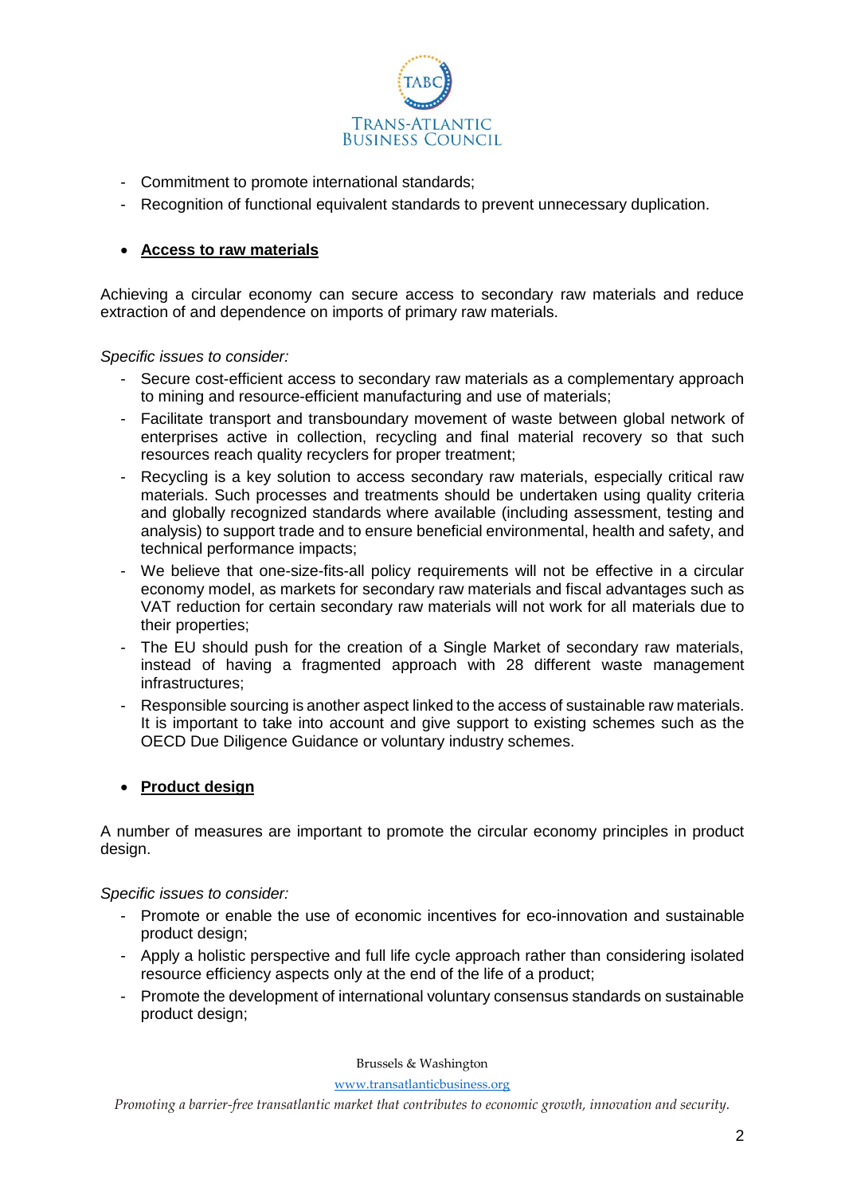- Commitment to promote international standards;
- Recognition of functional equivalent standards to prevent unnecessary duplication.

- **Access to raw materials**

Achieving a circular economy can secure access to secondary raw materials and reduce extraction of and dependence on imports of primary raw materials.

*Specific issues to consider:*

- Secure cost-efficient access to secondary raw materials as a complementary approach to mining and resource-efficient manufacturing and use of materials;
- Facilitate transport and transboundary movement of waste between global network of enterprises active in collection, recycling and final material recovery so that such resources reach quality recyclers for proper treatment;
- Recycling is a key solution to access secondary raw materials, especially critical raw materials. Such processes and treatments should be undertaken using quality criteria and globally recognized standards where available (including assessment, testing and analysis) to support trade and to ensure beneficial environmental, health and safety, and technical performance impacts;
- We believe that one-size-fits-all policy requirements will not be effective in a circular economy model, as markets for secondary raw materials and fiscal advantages such as VAT reduction for certain secondary raw materials will not work for all materials due to their properties;
- The EU should push for the creation of a Single Market of secondary raw materials, instead of having a fragmented approach with 28 different waste management infrastructures;
- Responsible sourcing is another aspect linked to the access of sustainable raw materials. It is important to take into account and give support to existing schemes such as the OECD Due Diligence Guidance or voluntary industry schemes.

- **Product design**

A number of measures are important to promote the circular economy principles in product design.

*Specific issues to consider:*

- Promote or enable the use of economic incentives for eco-innovation and sustainable product design;
- Apply a holistic perspective and full life cycle approach rather than considering isolated resource efficiency aspects only at the end of the life of a product;
- Promote the development of international voluntary consensus standards on sustainable product design;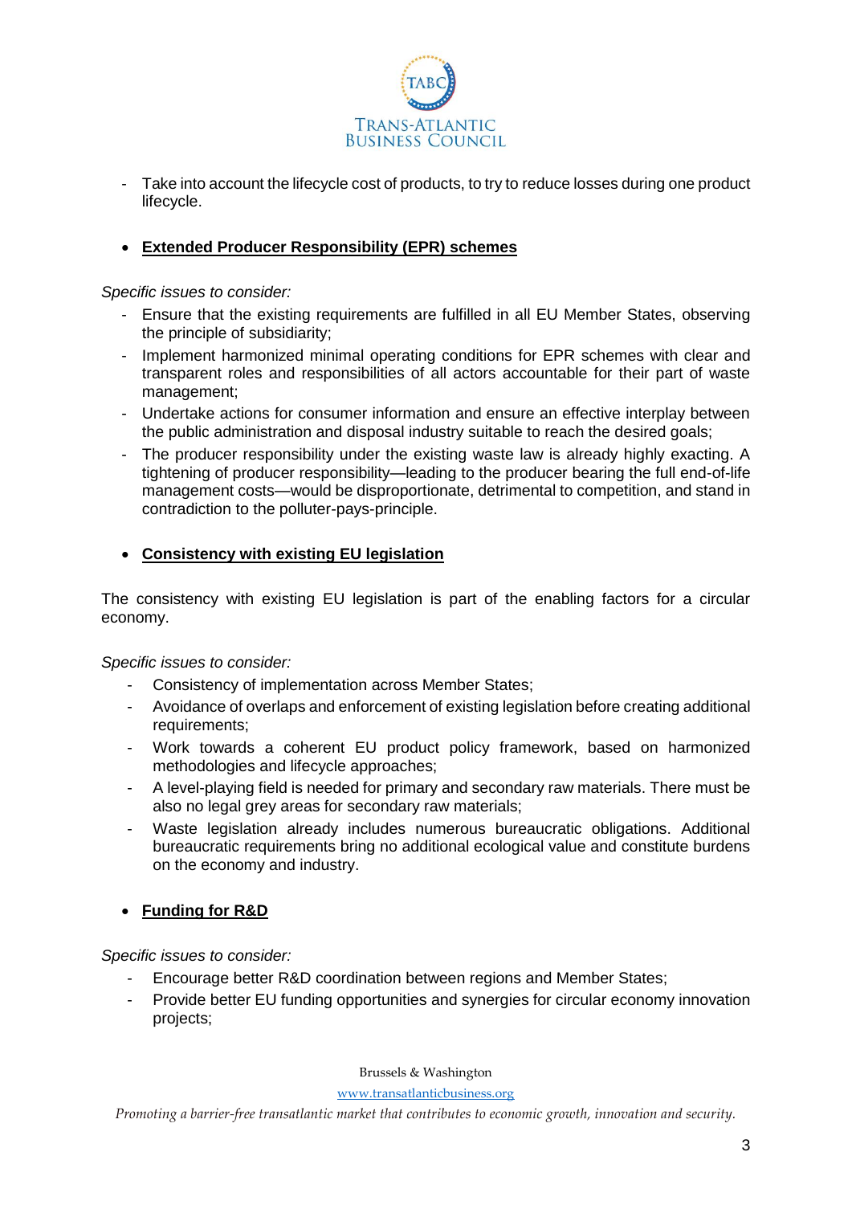- Take into account the lifecycle cost of products, to try to reduce losses during one product lifecycle.

- **Extended Producer Responsibility (EPR) schemes**

*Specific issues to consider:*

- Ensure that the existing requirements are fulfilled in all EU Member States, observing the principle of subsidiarity;
- Implement harmonized minimal operating conditions for EPR schemes with clear and transparent roles and responsibilities of all actors accountable for their part of waste management;
- Undertake actions for consumer information and ensure an effective interplay between the public administration and disposal industry suitable to reach the desired goals;
- The producer responsibility under the existing waste law is already highly exacting. A tightening of producer responsibility—leading to the producer bearing the full end-of-life management costs—would be disproportionate, detrimental to competition, and stand in contradiction to the polluter-pays-principle.

- **Consistency with existing EU legislation**

The consistency with existing EU legislation is part of the enabling factors for a circular economy.

*Specific issues to consider:*

- Consistency of implementation across Member States;
- Avoidance of overlaps and enforcement of existing legislation before creating additional requirements;
- Work towards a coherent EU product policy framework, based on harmonized methodologies and lifecycle approaches;
- A level-playing field is needed for primary and secondary raw materials. There must be also no legal grey areas for secondary raw materials;
- Waste legislation already includes numerous bureaucratic obligations. Additional bureaucratic requirements bring no additional ecological value and constitute burdens on the economy and industry.

- **Funding for R&D**

*Specific issues to consider:*

- Encourage better R&D coordination between regions and Member States;
- Provide better EU funding opportunities and synergies for circular economy innovation projects;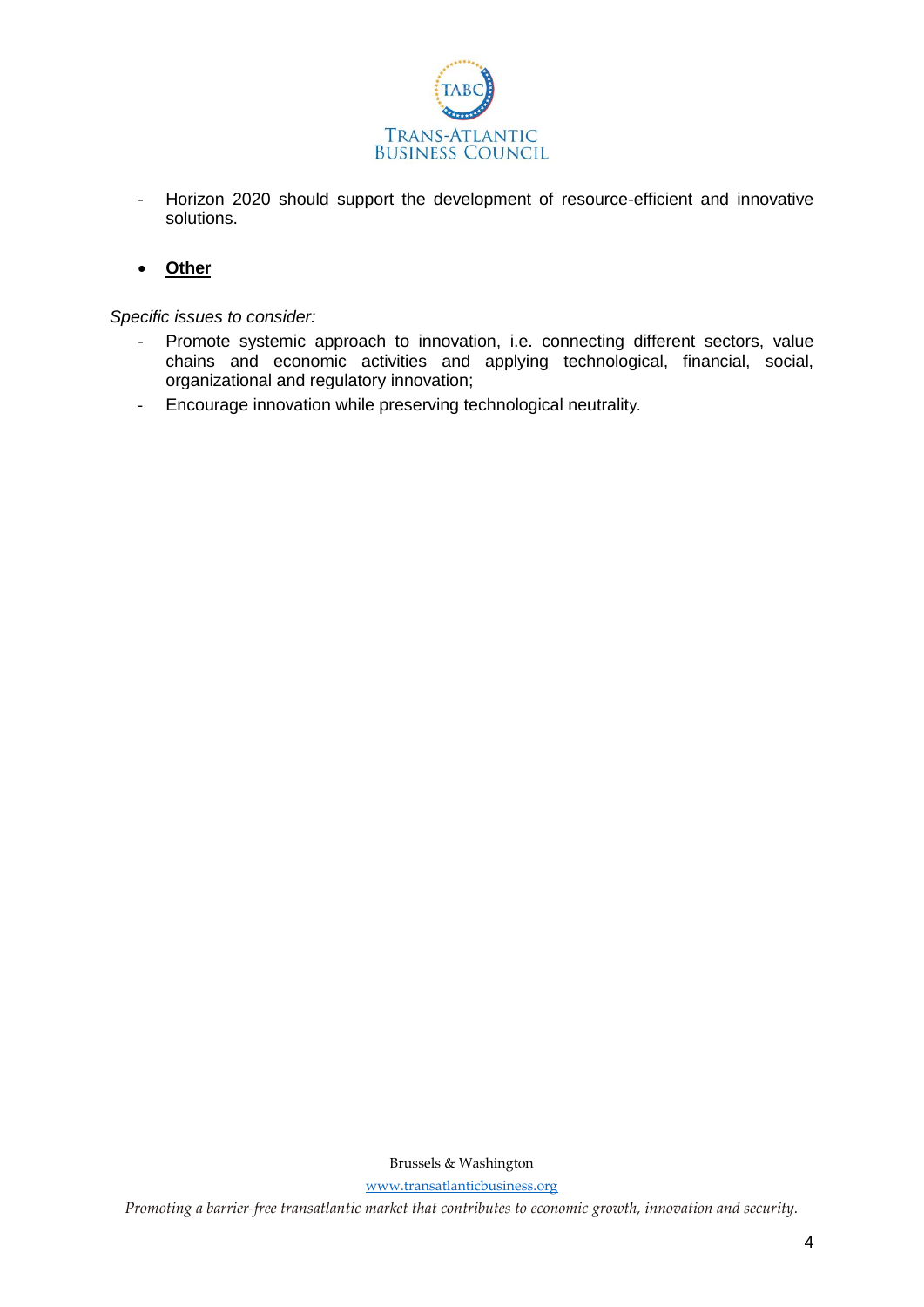- Horizon 2020 should support the development of resource-efficient and innovative solutions.

- **Other**

*Specific issues to consider:*

- Promote systemic approach to innovation, i.e. connecting different sectors, value chains and economic activities and applying technological, financial, social, organizational and regulatory innovation;
- Encourage innovation while preserving technological neutrality.